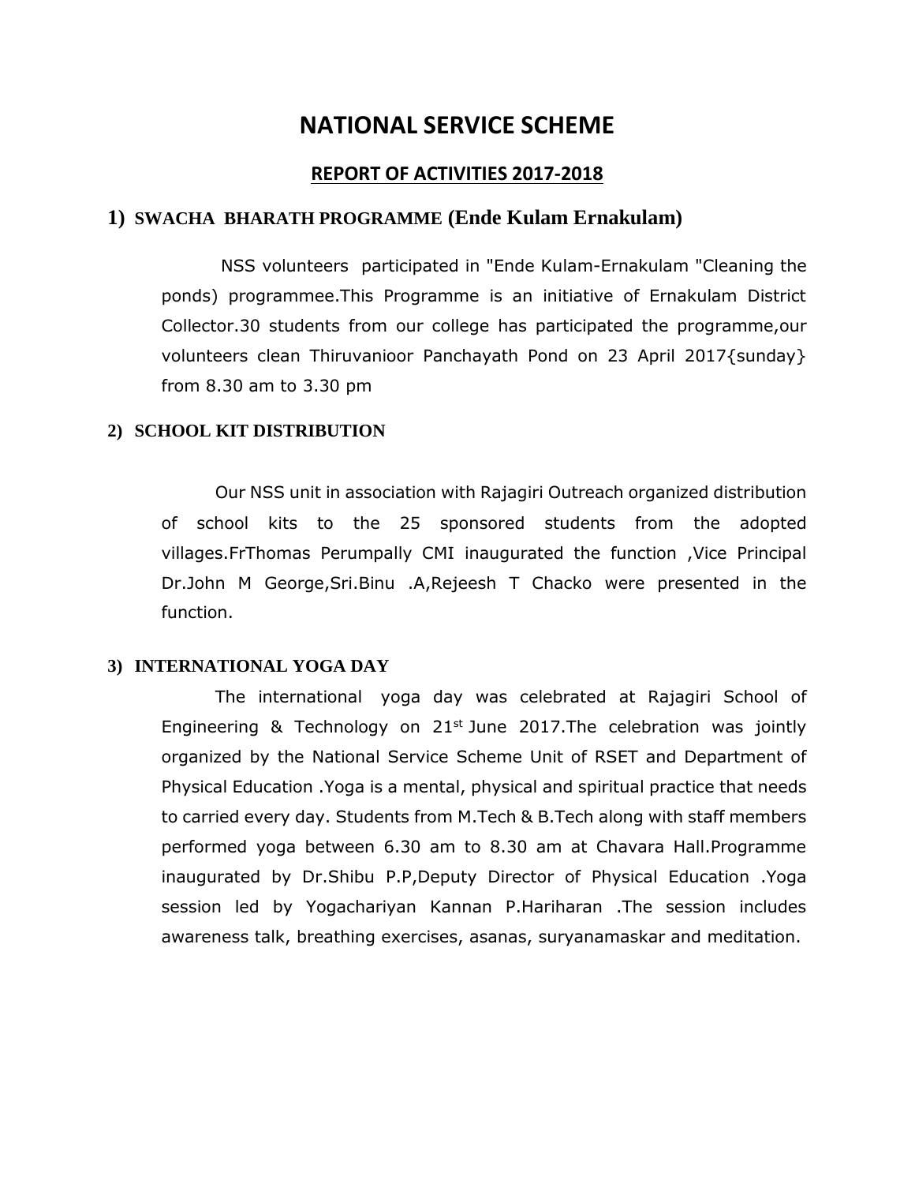# NATIONAL SERVICE SCHEME

## REPORT OF ACTIVITIES 2017-2018

### 1) SWACHA BHARATH PROGRAMME (Ende Kulam Ernakulam)

NSS volunteers participated in "Ende Kulam-Ernakulam "Cleaning the ponds) programmee.This Programme is an initiative of Ernakulam District Collector.30 students from our college has participated the programme,our volunteers clean Thiruvanioor Panchayath Pond on 23 April 2017{sunday} from 8.30 am to 3.30 pm

### 2) SCHOOL KIT DISTRIBUTION

Our NSS unit in association with Rajagiri Outreach organized distribution of school kits to the 25 sponsored students from the adopted villages.FrThomas Perumpally CMI inaugurated the function ,Vice Principal Dr.John M George,Sri.Binu .A,Rejeesh T Chacko were presented in the function.

### 3) INTERNATIONAL YOGA DAY

The international yoga day was celebrated at Rajagiri School of Engineering & Technology on 21st June 2017.The celebration was jointly organized by the National Service Scheme Unit of RSET and Department of Physical Education .Yoga is a mental, physical and spiritual practice that needs to carried every day. Students from M.Tech & B.Tech along with staff members performed yoga between 6.30 am to 8.30 am at Chavara Hall.Programme inaugurated by Dr.Shibu P.P,Deputy Director of Physical Education .Yoga session led by Yogachariyan Kannan P.Hariharan .The session includes awareness talk, breathing exercises, asanas, suryanamaskar and meditation.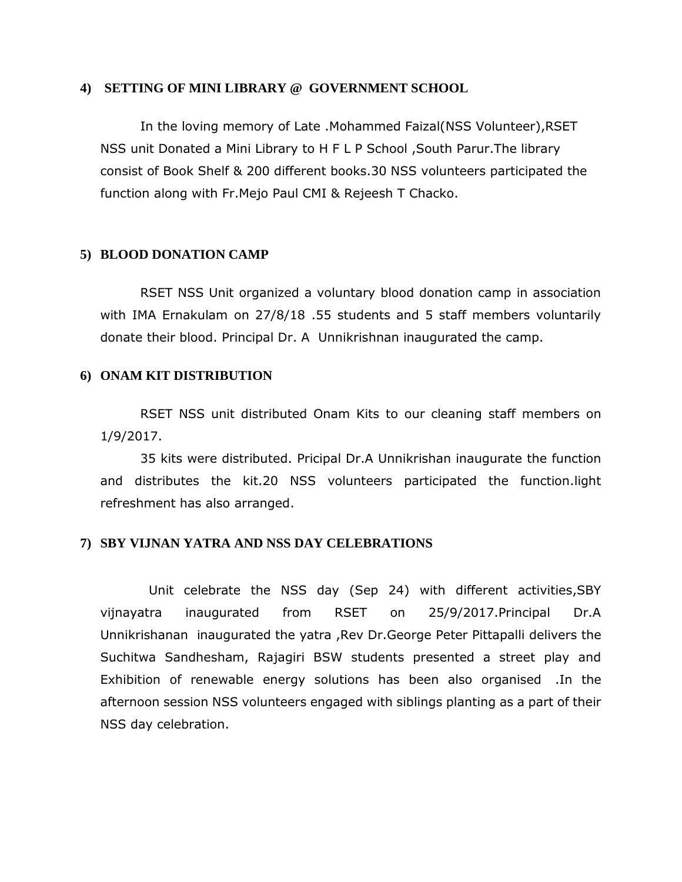### 4) SETTING OF MINI LIBRARY @ GOVERNMENT SCHOOL

In the loving memory of Late .Mohammed Faizal(NSS Volunteer),RSET NSS unit Donated a Mini Library to H F L P School ,South Parur.The library consist of Book Shelf & 200 different books.30 NSS volunteers participated the function along with Fr.Mejo Paul CMI & Rejeesh T Chacko.

### 5) BLOOD DONATION CAMP

RSET NSS Unit organized a voluntary blood donation camp in association with IMA Ernakulam on 27/8/18 .55 students and 5 staff members voluntarily donate their blood. Principal Dr. A Unnikrishnan inaugurated the camp.

### 6) ONAM KIT DISTRIBUTION

RSET NSS unit distributed Onam Kits to our cleaning staff members on 1/9/2017.

35 kits were distributed. Pricipal Dr.A Unnikrishan inaugurate the function and distributes the kit.20 NSS volunteers participated the function.light refreshment has also arranged.

### 7) SBY VIJNAN YATRA AND NSS DAY CELEBRATIONS

Unit celebrate the NSS day (Sep 24) with different activities,SBY vijnayatra inaugurated from RSET on 25/9/2017.Principal Dr.A Unnikrishanan inaugurated the yatra ,Rev Dr.George Peter Pittapalli delivers the Suchitwa Sandhesham, Rajagiri BSW students presented a street play and Exhibition of renewable energy solutions has been also organised .In the afternoon session NSS volunteers engaged with siblings planting as a part of their NSS day celebration.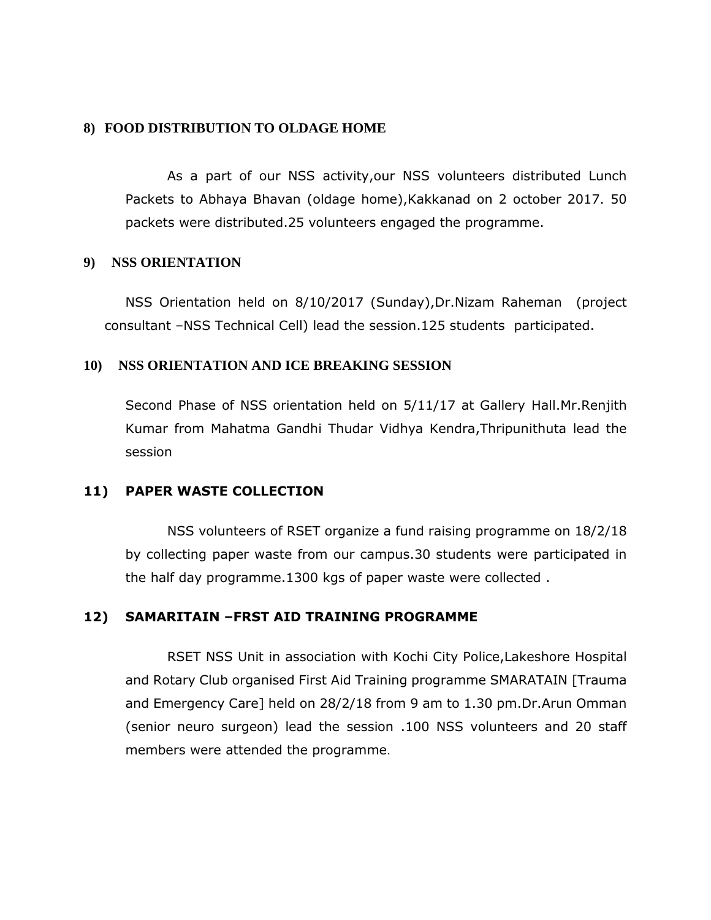## 8) FOOD DISTRIBUTION TO OLDAGE HOME

As a part of our NSS activity,our NSS volunteers distributed Lunch Packets to Abhaya Bhavan (oldage home),Kakkanad on 2 october 2017. 50 packets were distributed.25 volunteers engaged the programme.

## 9) NSS ORIENTATION

NSS Orientation held on 8/10/2017 (Sunday),Dr.Nizam Raheman (project consultant –NSS Technical Cell) lead the session.125 students participated.

## 10) NSS ORIENTATION AND ICE BREAKING SESSION

Second Phase of NSS orientation held on 5/11/17 at Gallery Hall.Mr.Renjith Kumar from Mahatma Gandhi Thudar Vidhya Kendra,Thripunithuta lead the session

## 11) PAPER WASTE COLLECTION

NSS volunteers of RSET organize a fund raising programme on 18/2/18 by collecting paper waste from our campus.30 students were participated in the half day programme.1300 kgs of paper waste were collected .

## 12) SAMARITAIN –FRST AID TRAINING PROGRAMME

RSET NSS Unit in association with Kochi City Police,Lakeshore Hospital and Rotary Club organised First Aid Training programme SMARATAIN [Trauma and Emergency Care] held on 28/2/18 from 9 am to 1.30 pm.Dr.Arun Omman (senior neuro surgeon) lead the session .100 NSS volunteers and 20 staff members were attended the programme.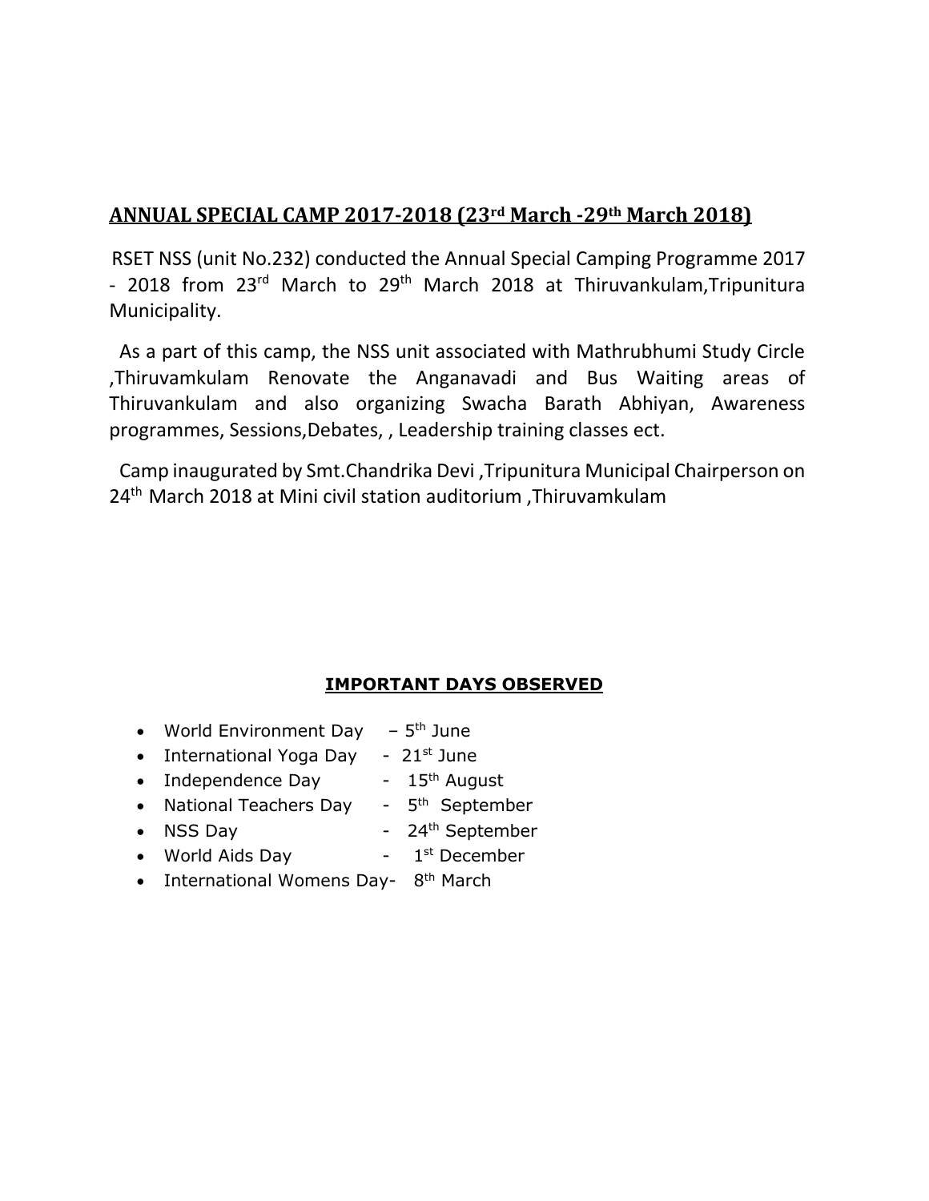## ANNUAL SPECIAL CAMP 2017-2018 (23rd March -29th March 2018)

RSET NSS (unit No.232) conducted the Annual Special Camping Programme 2017 - 2018 from 23rd March to 29th March 2018 at Thiruvankulam,Tripunitura Municipality.

As a part of this camp, the NSS unit associated with Mathrubhumi Study Circle ,Thiruvamkulam Renovate the Anganavadi and Bus Waiting areas of Thiruvankulam and also organizing Swacha Barath Abhiyan, Awareness programmes, Sessions,Debates, , Leadership training classes ect.

Camp inaugurated by Smt.Chandrika Devi ,Tripunitura Municipal Chairperson on 24th March 2018 at Mini civil station auditorium ,Thiruvamkulam

## IMPORTANT DAYS OBSERVED

- World Environment Day – 5th June
- International Yoga Day - 21st June
- Independence Day - 15th August
- National Teachers Day - 5th September
- NSS Day - 24th September
- World Aids Day - 1st December
- International Womens Day- 8th March